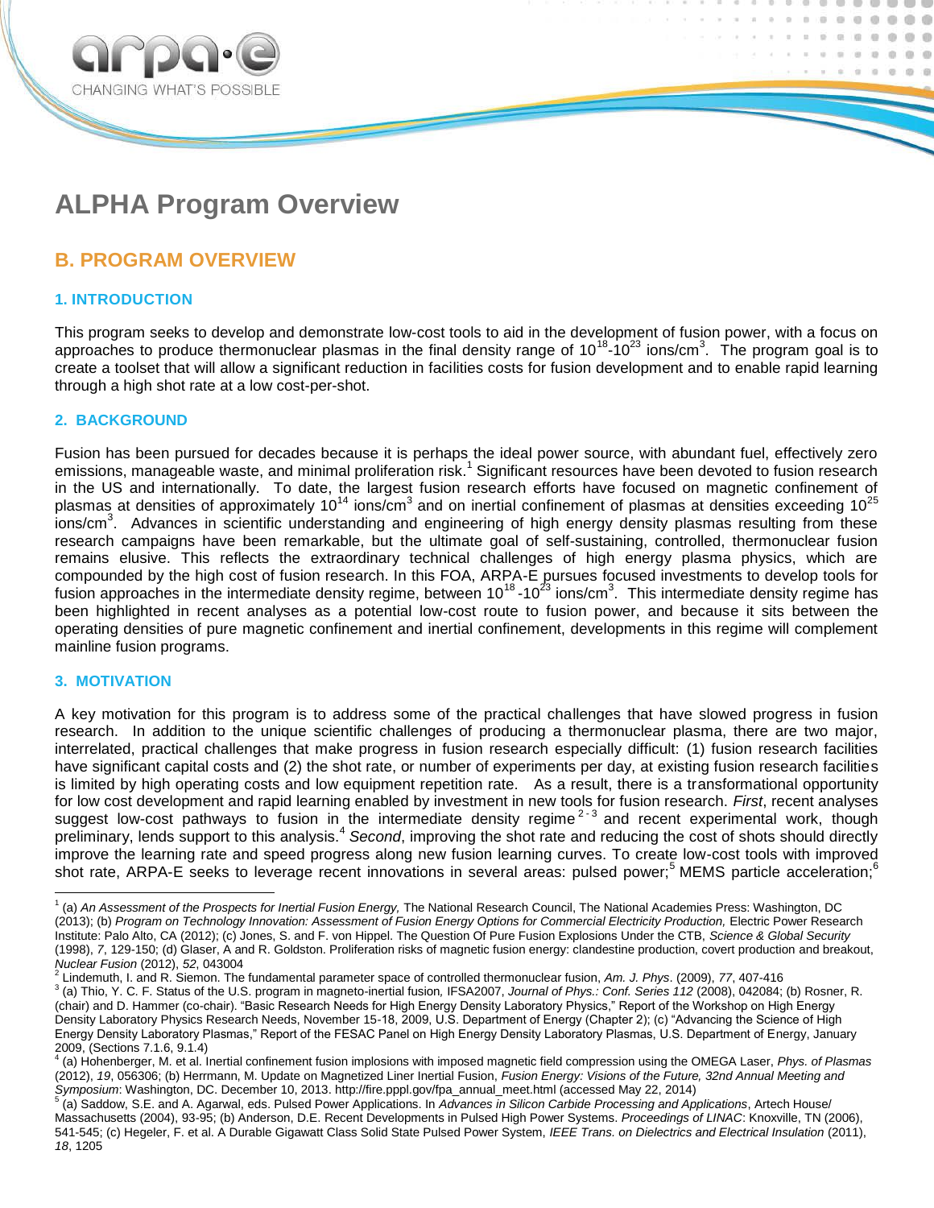# ALPHA Program Overview

## B. PROGRAM OVERVIEW

### 1. INTRODUCTION

This program seeks to develop and demonstrate low-cost tools to aid in the development of fusion power, with a focus on approaches to produce thermonuclear plasmas in the final density range of $10^{18}$-$10^{23}$ ions/cm$^3$. The program goal is to create a toolset that will allow a significant reduction in facilities costs for fusion development and to enable rapid learning through a high shot rate at a low cost-per-shot.

### 2. BACKGROUND

Fusion has been pursued for decades because it is perhaps the ideal power source, with abundant fuel, effectively zero emissions, manageable waste, and minimal proliferation risk.[1] Significant resources have been devoted to fusion research in the US and internationally. To date, the largest fusion research efforts have focused on magnetic confinement of plasmas at densities of approximately $10^{14}$ ions/cm$^3$ and on inertial confinement of plasmas at densities exceeding $10^{25}$ ions/cm$^3$. Advances in scientific understanding and engineering of high energy density plasmas resulting from these research campaigns have been remarkable, but the ultimate goal of self-sustaining, controlled, thermonuclear fusion remains elusive. This reflects the extraordinary technical challenges of high energy plasma physics, which are compounded by the high cost of fusion research. In this FOA, ARPA-E pursues focused investments to develop tools for fusion approaches in the intermediate density regime, between $10^{18}$-$10^{23}$ ions/cm$^3$. This intermediate density regime has been highlighted in recent analyses as a potential low-cost route to fusion power, and because it sits between the operating densities of pure magnetic confinement and inertial confinement, developments in this regime will complement mainline fusion programs.

### 3. MOTIVATION

A key motivation for this program is to address some of the practical challenges that have slowed progress in fusion research. In addition to the unique scientific challenges of producing a thermonuclear plasma, there are two major, interrelated, practical challenges that make progress in fusion research especially difficult: (1) fusion research facilities have significant capital costs and (2) the shot rate, or number of experiments per day, at existing fusion research facilities is limited by high operating costs and low equipment repetition rate. As a result, there is a transformational opportunity for low cost development and rapid learning enabled by investment in new tools for fusion research. *First*, recent analyses suggest low-cost pathways to fusion in the intermediate density regime[2-3] and recent experimental work, though preliminary, lends support to this analysis.[4] *Second*, improving the shot rate and reducing the cost of shots should directly improve the learning rate and speed progress along new fusion learning curves. To create low-cost tools with improved shot rate, ARPA-E seeks to leverage recent innovations in several areas: pulsed power;[5] MEMS particle acceleration;[6]

---

[1] (a) *An Assessment of the Prospects for Inertial Fusion Energy,* The National Research Council, The National Academies Press: Washington, DC (2013); (b) *Program on Technology Innovation: Assessment of Fusion Energy Options for Commercial Electricity Production,* Electric Power Research Institute: Palo Alto, CA (2012); (c) Jones, S. and F. von Hippel. The Question Of Pure Fusion Explosions Under the CTB, *Science & Global Security* (1998), *7*, 129-150; (d) Glaser, A and R. Goldston. Proliferation risks of magnetic fusion energy: clandestine production, covert production and breakout, *Nuclear Fusion* (2012), *52*, 043004

[2] Lindemuth, I. and R. Siemon. The fundamental parameter space of controlled thermonuclear fusion, *Am. J. Phys*. (2009), *77*, 407-416

[3] (a) Thio, Y. C. F. Status of the U.S. program in magneto-inertial fusion, IFSA2007, *Journal of Phys.: Conf. Series 112* (2008), 042084; (b) Rosner, R. (chair) and D. Hammer (co-chair). "Basic Research Needs for High Energy Density Laboratory Physics," Report of the Workshop on High Energy Density Laboratory Physics Research Needs, November 15-18, 2009, U.S. Department of Energy (Chapter 2); (c) "Advancing the Science of High Energy Density Laboratory Plasmas," Report of the FESAC Panel on High Energy Density Laboratory Plasmas, U.S. Department of Energy, January 2009, (Sections 7.1.6, 9.1.4)

[4] (a) Hohenberger, M. et al. Inertial confinement fusion implosions with imposed magnetic field compression using the OMEGA Laser, *Phys. of Plasmas* (2012), *19*, 056306; (b) Herrmann, M. Update on Magnetized Liner Inertial Fusion, *Fusion Energy: Visions of the Future, 32nd Annual Meeting and Symposium*: Washington, DC. December 10, 2013. http://fire.pppl.gov/fpa_annual_meet.html (accessed May 22, 2014)

[5] (a) Saddow, S.E. and A. Agarwal, eds. Pulsed Power Applications. In *Advances in Silicon Carbide Processing and Applications*, Artech House/ Massachusetts (2004), 93-95; (b) Anderson, D.E. Recent Developments in Pulsed High Power Systems. *Proceedings of LINAC*: Knoxville, TN (2006), 541-545; (c) Hegeler, F. et al. A Durable Gigawatt Class Solid State Pulsed Power System, *IEEE Trans. on Dielectrics and Electrical Insulation* (2011), *18*, 1205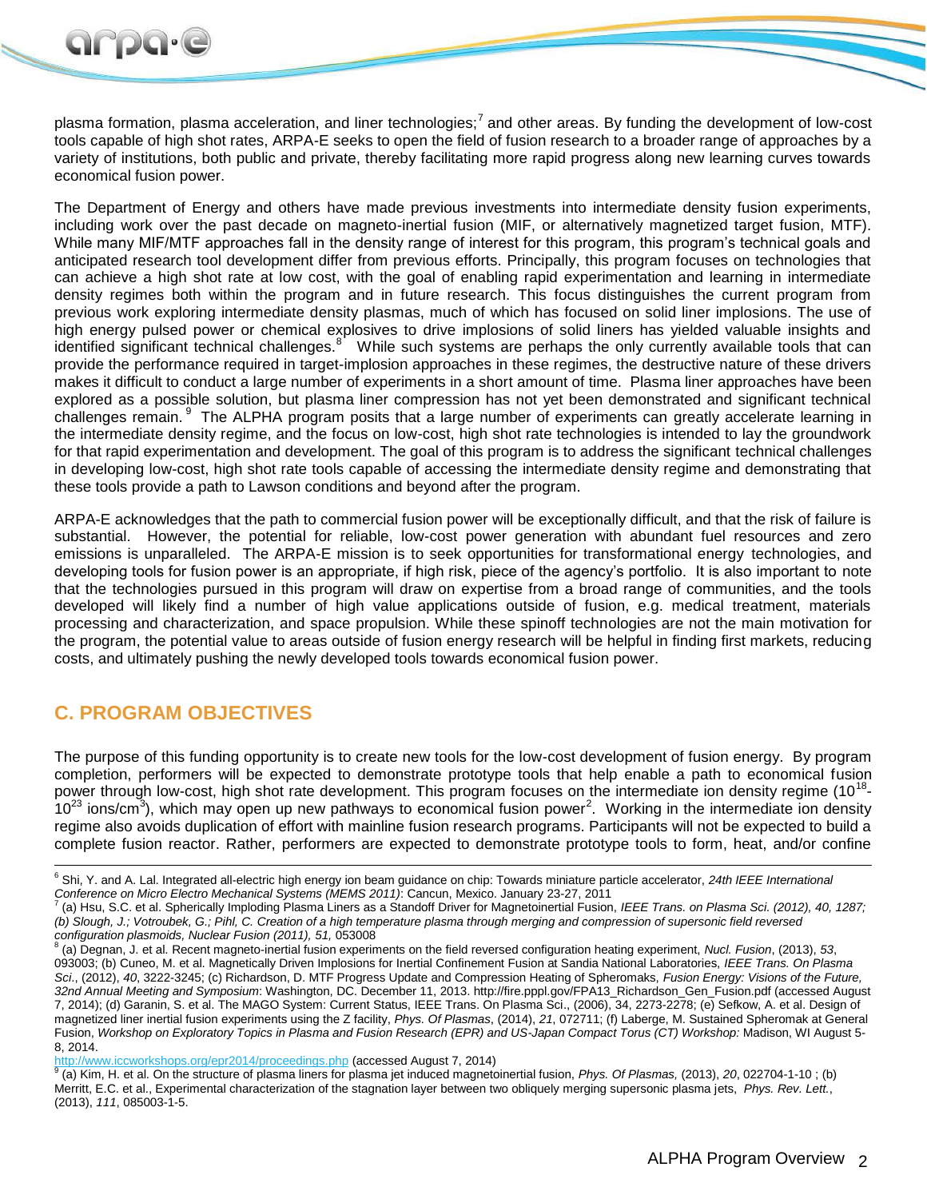plasma formation, plasma acceleration, and liner technologies;[7] and other areas. By funding the development of low-cost tools capable of high shot rates, ARPA-E seeks to open the field of fusion research to a broader range of approaches by a variety of institutions, both public and private, thereby facilitating more rapid progress along new learning curves towards economical fusion power.

The Department of Energy and others have made previous investments into intermediate density fusion experiments, including work over the past decade on magneto-inertial fusion (MIF, or alternatively magnetized target fusion, MTF). While many MIF/MTF approaches fall in the density range of interest for this program, this program's technical goals and anticipated research tool development differ from previous efforts. Principally, this program focuses on technologies that can achieve a high shot rate at low cost, with the goal of enabling rapid experimentation and learning in intermediate density regimes both within the program and in future research. This focus distinguishes the current program from previous work exploring intermediate density plasmas, much of which has focused on solid liner implosions. The use of high energy pulsed power or chemical explosives to drive implosions of solid liners has yielded valuable insights and identified significant technical challenges.[8] While such systems are perhaps the only currently available tools that can provide the performance required in target-implosion approaches in these regimes, the destructive nature of these drivers makes it difficult to conduct a large number of experiments in a short amount of time. Plasma liner approaches have been explored as a possible solution, but plasma liner compression has not yet been demonstrated and significant technical challenges remain.[9] The ALPHA program posits that a large number of experiments can greatly accelerate learning in the intermediate density regime, and the focus on low-cost, high shot rate technologies is intended to lay the groundwork for that rapid experimentation and development. The goal of this program is to address the significant technical challenges in developing low-cost, high shot rate tools capable of accessing the intermediate density regime and demonstrating that these tools provide a path to Lawson conditions and beyond after the program.

ARPA-E acknowledges that the path to commercial fusion power will be exceptionally difficult, and that the risk of failure is substantial. However, the potential for reliable, low-cost power generation with abundant fuel resources and zero emissions is unparalleled. The ARPA-E mission is to seek opportunities for transformational energy technologies, and developing tools for fusion power is an appropriate, if high risk, piece of the agency's portfolio. It is also important to note that the technologies pursued in this program will draw on expertise from a broad range of communities, and the tools developed will likely find a number of high value applications outside of fusion, e.g. medical treatment, materials processing and characterization, and space propulsion. While these spinoff technologies are not the main motivation for the program, the potential value to areas outside of fusion energy research will be helpful in finding first markets, reducing costs, and ultimately pushing the newly developed tools towards economical fusion power.

## C. PROGRAM OBJECTIVES

The purpose of this funding opportunity is to create new tools for the low-cost development of fusion energy. By program completion, performers will be expected to demonstrate prototype tools that help enable a path to economical fusion power through low-cost, high shot rate development. This program focuses on the intermediate ion density regime ($10^{18}$-$10^{23}$ ions/cm$^3$), which may open up new pathways to economical fusion power[2]. Working in the intermediate ion density regime also avoids duplication of effort with mainline fusion research programs. Participants will not be expected to build a complete fusion reactor. Rather, performers are expected to demonstrate prototype tools to form, heat, and/or confine

---

[6] Shi, Y. and A. Lal. Integrated all-electric high energy ion beam guidance on chip: Towards miniature particle accelerator, *24th IEEE International Conference on Micro Electro Mechanical Systems (MEMS 2011)*: Cancun, Mexico. January 23-27, 2011

[7] (a) Hsu, S.C. et al. Spherically Imploding Plasma Liners as a Standoff Driver for Magnetoinertial Fusion, *IEEE Trans. on Plasma Sci. (2012), 40, 1287; (b) Slough, J.; Votroubek, G.; Pihl, C. Creation of a high temperature plasma through merging and compression of supersonic field reversed configuration plasmoids, Nuclear Fusion (2011), 51,* 053008

[8] (a) Degnan, J. et al. Recent magneto-inertial fusion experiments on the field reversed configuration heating experiment, *Nucl. Fusion*, (2013), *53*, 093003; (b) Cuneo, M. et al. Magnetically Driven Implosions for Inertial Confinement Fusion at Sandia National Laboratories, *IEEE Trans. On Plasma Sci*., (2012), *40*, 3222-3245; (c) Richardson, D. MTF Progress Update and Compression Heating of Spheromaks, *Fusion Energy: Visions of the Future, 32nd Annual Meeting and Symposium*: Washington, DC. December 11, 2013. http://fire.pppl.gov/FPA13_Richardson_Gen_Fusion.pdf (accessed August 7, 2014); (d) Garanin, S. et al. The MAGO System: Current Status, IEEE Trans. On Plasma Sci., (2006), 34, 2273-2278; (e) Sefkow, A. et al. Design of magnetized liner inertial fusion experiments using the Z facility, *Phys. Of Plasmas*, (2014), *21*, 072711; (f) Laberge, M. Sustained Spheromak at General Fusion, *Workshop on Exploratory Topics in Plasma and Fusion Research (EPR) and US-Japan Compact Torus (CT) Workshop:* Madison, WI August 5-8, 2014. http://www.iccworkshops.org/epr2014/proceedings.php (accessed August 7, 2014)

[9] (a) Kim, H. et al. On the structure of plasma liners for plasma jet induced magnetoinertial fusion, *Phys. Of Plasmas,* (2013), *20*, 022704-1-10 ; (b) Merritt, E.C. et al., Experimental characterization of the stagnation layer between two obliquely merging supersonic plasma jets, *Phys. Rev. Lett.*, (2013), *111*, 085003-1-5.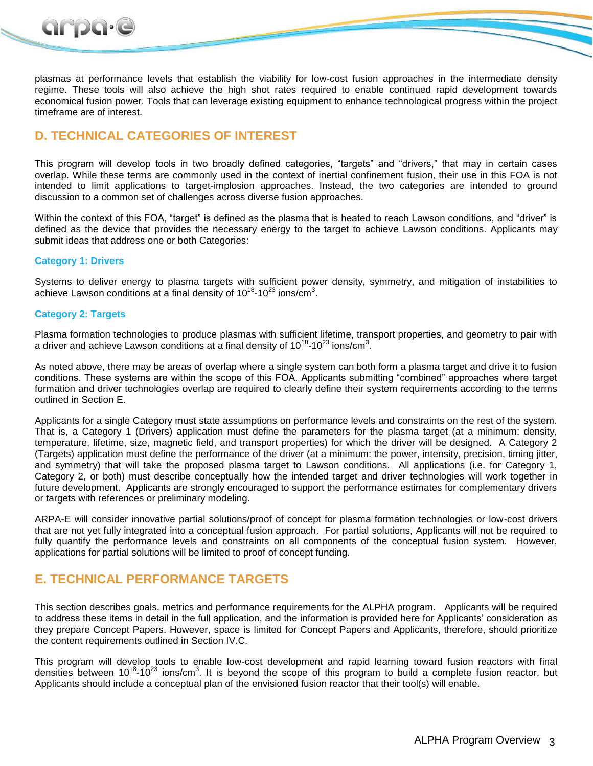plasmas at performance levels that establish the viability for low-cost fusion approaches in the intermediate density regime. These tools will also achieve the high shot rates required to enable continued rapid development towards economical fusion power. Tools that can leverage existing equipment to enhance technological progress within the project timeframe are of interest.

## D. TECHNICAL CATEGORIES OF INTEREST

This program will develop tools in two broadly defined categories, "targets" and "drivers," that may in certain cases overlap. While these terms are commonly used in the context of inertial confinement fusion, their use in this FOA is not intended to limit applications to target-implosion approaches. Instead, the two categories are intended to ground discussion to a common set of challenges across diverse fusion approaches.

Within the context of this FOA, "target" is defined as the plasma that is heated to reach Lawson conditions, and "driver" is defined as the device that provides the necessary energy to the target to achieve Lawson conditions. Applicants may submit ideas that address one or both Categories:

### Category 1: Drivers

Systems to deliver energy to plasma targets with sufficient power density, symmetry, and mitigation of instabilities to achieve Lawson conditions at a final density of $10^{18}$-$10^{23}$ ions/cm$^3$.

### Category 2: Targets

Plasma formation technologies to produce plasmas with sufficient lifetime, transport properties, and geometry to pair with a driver and achieve Lawson conditions at a final density of $10^{18}$-$10^{23}$ ions/cm$^3$.

As noted above, there may be areas of overlap where a single system can both form a plasma target and drive it to fusion conditions. These systems are within the scope of this FOA. Applicants submitting "combined" approaches where target formation and driver technologies overlap are required to clearly define their system requirements according to the terms outlined in Section E.

Applicants for a single Category must state assumptions on performance levels and constraints on the rest of the system. That is, a Category 1 (Drivers) application must define the parameters for the plasma target (at a minimum: density, temperature, lifetime, size, magnetic field, and transport properties) for which the driver will be designed. A Category 2 (Targets) application must define the performance of the driver (at a minimum: the power, intensity, precision, timing jitter, and symmetry) that will take the proposed plasma target to Lawson conditions. All applications (i.e. for Category 1, Category 2, or both) must describe conceptually how the intended target and driver technologies will work together in future development. Applicants are strongly encouraged to support the performance estimates for complementary drivers or targets with references or preliminary modeling.

ARPA-E will consider innovative partial solutions/proof of concept for plasma formation technologies or low-cost drivers that are not yet fully integrated into a conceptual fusion approach. For partial solutions, Applicants will not be required to fully quantify the performance levels and constraints on all components of the conceptual fusion system. However, applications for partial solutions will be limited to proof of concept funding.

## E. TECHNICAL PERFORMANCE TARGETS

This section describes goals, metrics and performance requirements for the ALPHA program. Applicants will be required to address these items in detail in the full application, and the information is provided here for Applicants' consideration as they prepare Concept Papers. However, space is limited for Concept Papers and Applicants, therefore, should prioritize the content requirements outlined in Section IV.C.

This program will develop tools to enable low-cost development and rapid learning toward fusion reactors with final densities between $10^{18}$-$10^{23}$ ions/cm$^3$. It is beyond the scope of this program to build a complete fusion reactor, but Applicants should include a conceptual plan of the envisioned fusion reactor that their tool(s) will enable.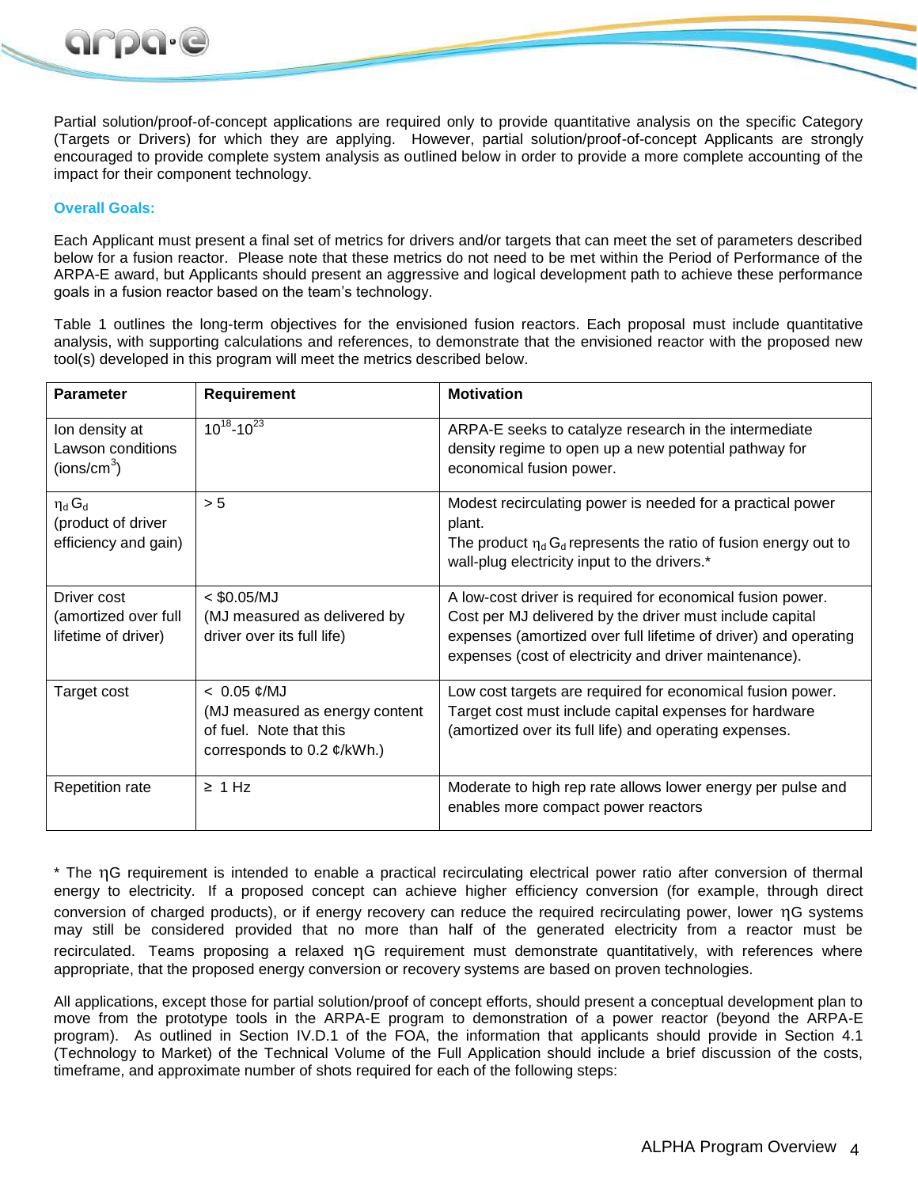Partial solution/proof-of-concept applications are required only to provide quantitative analysis on the specific Category (Targets or Drivers) for which they are applying. However, partial solution/proof-of-concept Applicants are strongly encouraged to provide complete system analysis as outlined below in order to provide a more complete accounting of the impact for their component technology.

### Overall Goals:

Each Applicant must present a final set of metrics for drivers and/or targets that can meet the set of parameters described below for a fusion reactor. Please note that these metrics do not need to be met within the Period of Performance of the ARPA-E award, but Applicants should present an aggressive and logical development path to achieve these performance goals in a fusion reactor based on the team's technology.

Table 1 outlines the long-term objectives for the envisioned fusion reactors. Each proposal must include quantitative analysis, with supporting calculations and references, to demonstrate that the envisioned reactor with the proposed new tool(s) developed in this program will meet the metrics described below.

| Parameter | Requirement | Motivation |
|---|---|---|
| Ion density at Lawson conditions (ions/cm$^3$) | $10^{18}$-$10^{23}$ | ARPA-E seeks to catalyze research in the intermediate density regime to open up a new potential pathway for economical fusion power. |
| $\eta_d G_d$ (product of driver efficiency and gain) | > 5 | Modest recirculating power is needed for a practical power plant. The product $\eta_d G_d$ represents the ratio of fusion energy out to wall-plug electricity input to the drivers.* |
| Driver cost (amortized over full lifetime of driver) | < $0.05/MJ (MJ measured as delivered by driver over its full life) | A low-cost driver is required for economical fusion power. Cost per MJ delivered by the driver must include capital expenses (amortized over full lifetime of driver) and operating expenses (cost of electricity and driver maintenance). |
| Target cost | < 0.05 ¢/MJ (MJ measured as energy content of fuel. Note that this corresponds to 0.2 ¢/kWh.) | Low cost targets are required for economical fusion power. Target cost must include capital expenses for hardware (amortized over its full life) and operating expenses. |
| Repetition rate | ≥ 1 Hz | Moderate to high rep rate allows lower energy per pulse and enables more compact power reactors |

* The $\eta G$ requirement is intended to enable a practical recirculating electrical power ratio after conversion of thermal energy to electricity. If a proposed concept can achieve higher efficiency conversion (for example, through direct conversion of charged products), or if energy recovery can reduce the required recirculating power, lower $\eta G$ systems may still be considered provided that no more than half of the generated electricity from a reactor must be recirculated. Teams proposing a relaxed $\eta G$ requirement must demonstrate quantitatively, with references where appropriate, that the proposed energy conversion or recovery systems are based on proven technologies.

All applications, except those for partial solution/proof of concept efforts, should present a conceptual development plan to move from the prototype tools in the ARPA-E program to demonstration of a power reactor (beyond the ARPA-E program). As outlined in Section IV.D.1 of the FOA, the information that applicants should provide in Section 4.1 (Technology to Market) of the Technical Volume of the Full Application should include a brief discussion of the costs, timeframe, and approximate number of shots required for each of the following steps: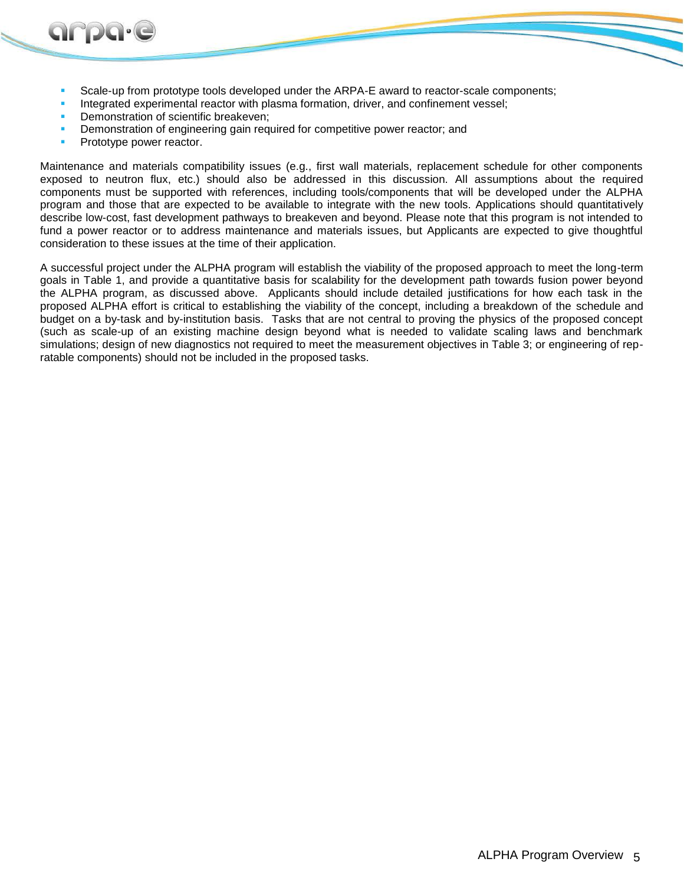- Scale-up from prototype tools developed under the ARPA-E award to reactor-scale components;
- Integrated experimental reactor with plasma formation, driver, and confinement vessel;
- Demonstration of scientific breakeven;
- Demonstration of engineering gain required for competitive power reactor; and
- Prototype power reactor.

Maintenance and materials compatibility issues (e.g., first wall materials, replacement schedule for other components exposed to neutron flux, etc.) should also be addressed in this discussion. All assumptions about the required components must be supported with references, including tools/components that will be developed under the ALPHA program and those that are expected to be available to integrate with the new tools. Applications should quantitatively describe low-cost, fast development pathways to breakeven and beyond. Please note that this program is not intended to fund a power reactor or to address maintenance and materials issues, but Applicants are expected to give thoughtful consideration to these issues at the time of their application.

A successful project under the ALPHA program will establish the viability of the proposed approach to meet the long-term goals in Table 1, and provide a quantitative basis for scalability for the development path towards fusion power beyond the ALPHA program, as discussed above. Applicants should include detailed justifications for how each task in the proposed ALPHA effort is critical to establishing the viability of the concept, including a breakdown of the schedule and budget on a by-task and by-institution basis. Tasks that are not central to proving the physics of the proposed concept (such as scale-up of an existing machine design beyond what is needed to validate scaling laws and benchmark simulations; design of new diagnostics not required to meet the measurement objectives in Table 3; or engineering of rep-ratable components) should not be included in the proposed tasks.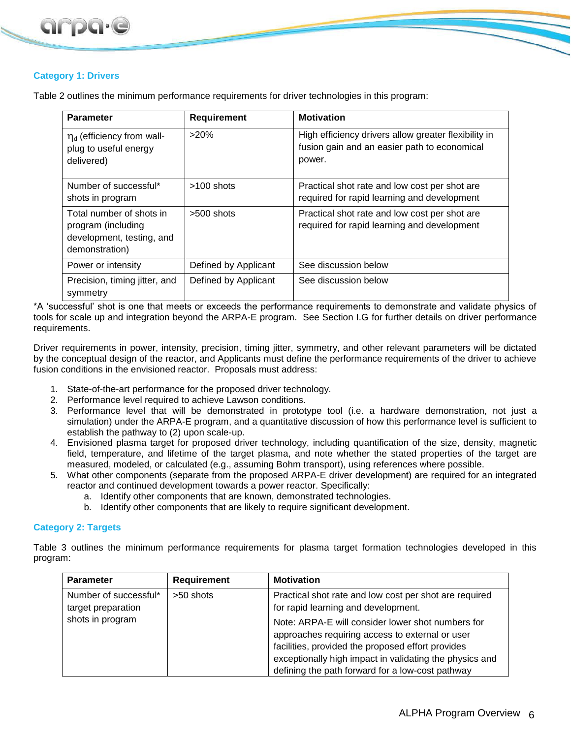### Category 1: Drivers

Table 2 outlines the minimum performance requirements for driver technologies in this program:

| Parameter | Requirement | Motivation |
|---|---|---|
| $\eta_d$ (efficiency from wall-plug to useful energy delivered) | >20% | High efficiency drivers allow greater flexibility in fusion gain and an easier path to economical power. |
| Number of successful* shots in program | >100 shots | Practical shot rate and low cost per shot are required for rapid learning and development |
| Total number of shots in program (including development, testing, and demonstration) | >500 shots | Practical shot rate and low cost per shot are required for rapid learning and development |
| Power or intensity | Defined by Applicant | See discussion below |
| Precision, timing jitter, and symmetry | Defined by Applicant | See discussion below |

*A 'successful' shot is one that meets or exceeds the performance requirements to demonstrate and validate physics of tools for scale up and integration beyond the ARPA-E program. See Section I.G for further details on driver performance requirements.

Driver requirements in power, intensity, precision, timing jitter, symmetry, and other relevant parameters will be dictated by the conceptual design of the reactor, and Applicants must define the performance requirements of the driver to achieve fusion conditions in the envisioned reactor. Proposals must address:

1. State-of-the-art performance for the proposed driver technology.
2. Performance level required to achieve Lawson conditions.
3. Performance level that will be demonstrated in prototype tool (i.e. a hardware demonstration, not just a simulation) under the ARPA-E program, and a quantitative discussion of how this performance level is sufficient to establish the pathway to (2) upon scale-up.
4. Envisioned plasma target for proposed driver technology, including quantification of the size, density, magnetic field, temperature, and lifetime of the target plasma, and note whether the stated properties of the target are measured, modeled, or calculated (e.g., assuming Bohm transport), using references where possible.
5. What other components (separate from the proposed ARPA-E driver development) are required for an integrated reactor and continued development towards a power reactor. Specifically:
   a. Identify other components that are known, demonstrated technologies.
   b. Identify other components that are likely to require significant development.

### Category 2: Targets

Table 3 outlines the minimum performance requirements for plasma target formation technologies developed in this program:

| Parameter | Requirement | Motivation |
|---|---|---|
| Number of successful* target preparation shots in program | >50 shots | Practical shot rate and low cost per shot are required for rapid learning and development.<br><br>Note: ARPA-E will consider lower shot numbers for approaches requiring access to external or user facilities, provided the proposed effort provides exceptionally high impact in validating the physics and defining the path forward for a low-cost pathway |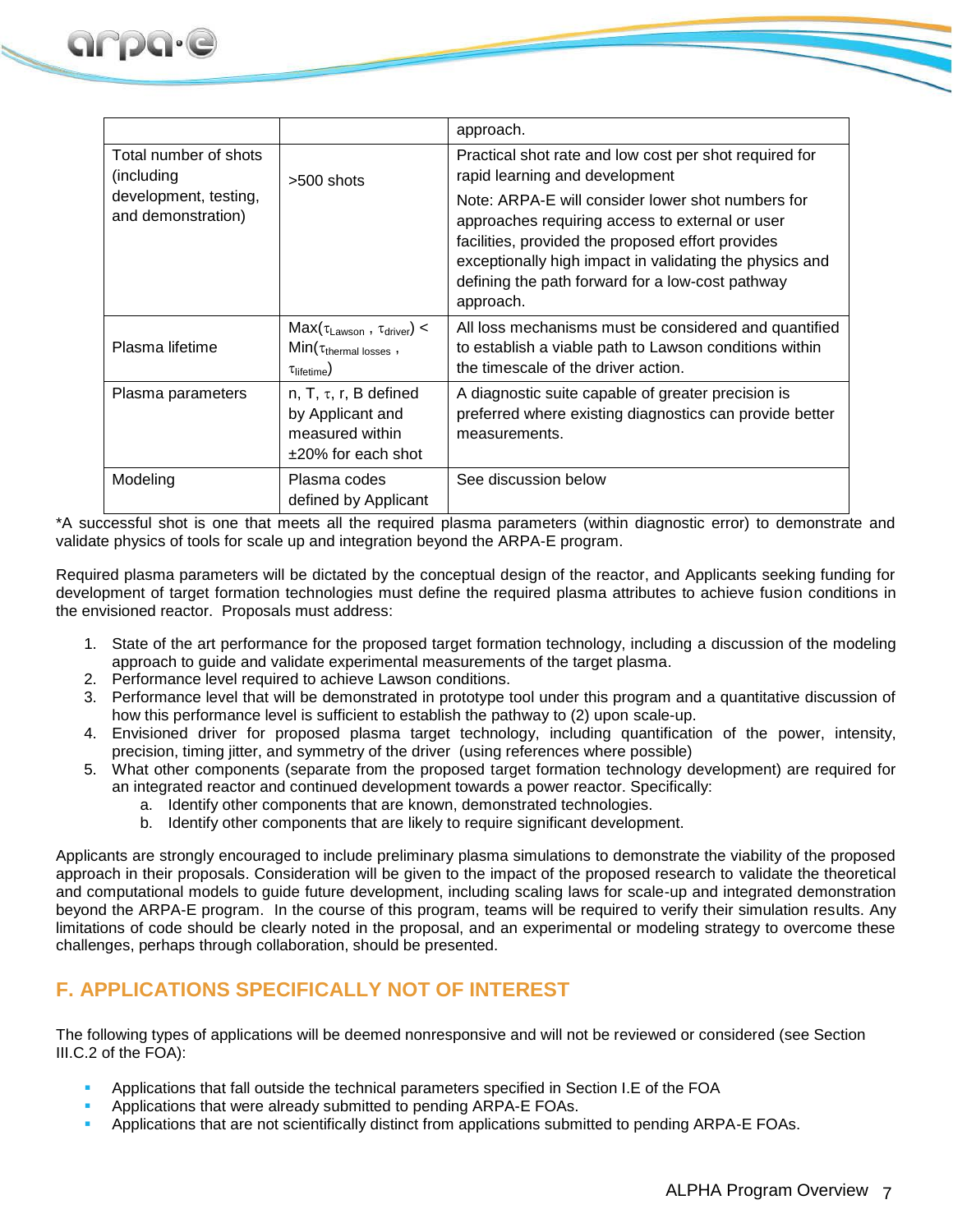| | | |
|---|---|---|
| | | approach. |
| Total number of shots (including development, testing, and demonstration) | >500 shots | Practical shot rate and low cost per shot required for rapid learning and development<br><br>Note: ARPA-E will consider lower shot numbers for approaches requiring access to external or user facilities, provided the proposed effort provides exceptionally high impact in validating the physics and defining the path forward for a low-cost pathway approach. |
| Plasma lifetime | $\text{Max}(\tau_{\text{Lawson}}, \tau_{\text{driver}}) < \text{Min}(\tau_{\text{thermal losses}}, \tau_{\text{lifetime}})$ | All loss mechanisms must be considered and quantified to establish a viable path to Lawson conditions within the timescale of the driver action. |
| Plasma parameters | n, T, $\tau$, r, B defined by Applicant and measured within ±20% for each shot | A diagnostic suite capable of greater precision is preferred where existing diagnostics can provide better measurements. |
| Modeling | Plasma codes defined by Applicant | See discussion below |

*A successful shot is one that meets all the required plasma parameters (within diagnostic error) to demonstrate and validate physics of tools for scale up and integration beyond the ARPA-E program.

Required plasma parameters will be dictated by the conceptual design of the reactor, and Applicants seeking funding for development of target formation technologies must define the required plasma attributes to achieve fusion conditions in the envisioned reactor. Proposals must address:

1. State of the art performance for the proposed target formation technology, including a discussion of the modeling approach to guide and validate experimental measurements of the target plasma.
2. Performance level required to achieve Lawson conditions.
3. Performance level that will be demonstrated in prototype tool under this program and a quantitative discussion of how this performance level is sufficient to establish the pathway to (2) upon scale-up.
4. Envisioned driver for proposed plasma target technology, including quantification of the power, intensity, precision, timing jitter, and symmetry of the driver (using references where possible)
5. What other components (separate from the proposed target formation technology development) are required for an integrated reactor and continued development towards a power reactor. Specifically:
   a. Identify other components that are known, demonstrated technologies.
   b. Identify other components that are likely to require significant development.

Applicants are strongly encouraged to include preliminary plasma simulations to demonstrate the viability of the proposed approach in their proposals. Consideration will be given to the impact of the proposed research to validate the theoretical and computational models to guide future development, including scaling laws for scale-up and integrated demonstration beyond the ARPA-E program. In the course of this program, teams will be required to verify their simulation results. Any limitations of code should be clearly noted in the proposal, and an experimental or modeling strategy to overcome these challenges, perhaps through collaboration, should be presented.

## F. APPLICATIONS SPECIFICALLY NOT OF INTEREST

The following types of applications will be deemed nonresponsive and will not be reviewed or considered (see Section III.C.2 of the FOA):

- Applications that fall outside the technical parameters specified in Section I.E of the FOA
- Applications that were already submitted to pending ARPA-E FOAs.
- Applications that are not scientifically distinct from applications submitted to pending ARPA-E FOAs.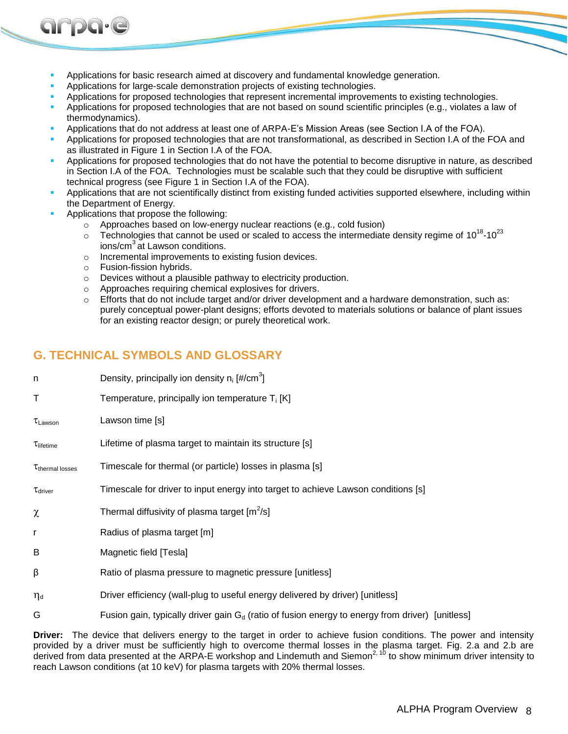- Applications for basic research aimed at discovery and fundamental knowledge generation.
- Applications for large-scale demonstration projects of existing technologies.
- Applications for proposed technologies that represent incremental improvements to existing technologies.
- Applications for proposed technologies that are not based on sound scientific principles (e.g., violates a law of thermodynamics).
- Applications that do not address at least one of ARPA-E's Mission Areas (see Section I.A of the FOA).
- Applications for proposed technologies that are not transformational, as described in Section I.A of the FOA and as illustrated in Figure 1 in Section I.A of the FOA.
- Applications for proposed technologies that do not have the potential to become disruptive in nature, as described in Section I.A of the FOA. Technologies must be scalable such that they could be disruptive with sufficient technical progress (see Figure 1 in Section I.A of the FOA).
- Applications that are not scientifically distinct from existing funded activities supported elsewhere, including within the Department of Energy.
- Applications that propose the following:
  - Approaches based on low-energy nuclear reactions (e.g., cold fusion)
  - Technologies that cannot be used or scaled to access the intermediate density regime of $10^{18}$-$10^{23}$ ions/cm$^3$ at Lawson conditions.
  - Incremental improvements to existing fusion devices.
  - Fusion-fission hybrids.
  - Devices without a plausible pathway to electricity production.
  - Approaches requiring chemical explosives for drivers.
  - Efforts that do not include target and/or driver development and a hardware demonstration, such as: purely conceptual power-plant designs; efforts devoted to materials solutions or balance of plant issues for an existing reactor design; or purely theoretical work.

## G. TECHNICAL SYMBOLS AND GLOSSARY

| | |
|---|---|
| $n$ | Density, principally ion density $n_i$ [#/cm$^3$] |
| $T$ | Temperature, principally ion temperature $T_i$ [K] |
| $\tau_{Lawson}$ | Lawson time [s] |
| $\tau_{lifetime}$ | Lifetime of plasma target to maintain its structure [s] |
| $\tau_{thermal\ losses}$ | Timescale for thermal (or particle) losses in plasma [s] |
| $\tau_{driver}$ | Timescale for driver to input energy into target to achieve Lawson conditions [s] |
| $\chi$ | Thermal diffusivity of plasma target [m$^2$/s] |
| $r$ | Radius of plasma target [m] |
| $B$ | Magnetic field [Tesla] |
| $\beta$ | Ratio of plasma pressure to magnetic pressure [unitless] |
| $\eta_d$ | Driver efficiency (wall-plug to useful energy delivered by driver) [unitless] |
| $G$ | Fusion gain, typically driver gain $G_d$ (ratio of fusion energy to energy from driver) [unitless] |

**Driver:** The device that delivers energy to the target in order to achieve fusion conditions. The power and intensity provided by a driver must be sufficiently high to overcome thermal losses in the plasma target. Fig. 2.a and 2.b are derived from data presented at the ARPA-E workshop and Lindemuth and Siemon[2, 10] to show minimum driver intensity to reach Lawson conditions (at 10 keV) for plasma targets with 20% thermal losses.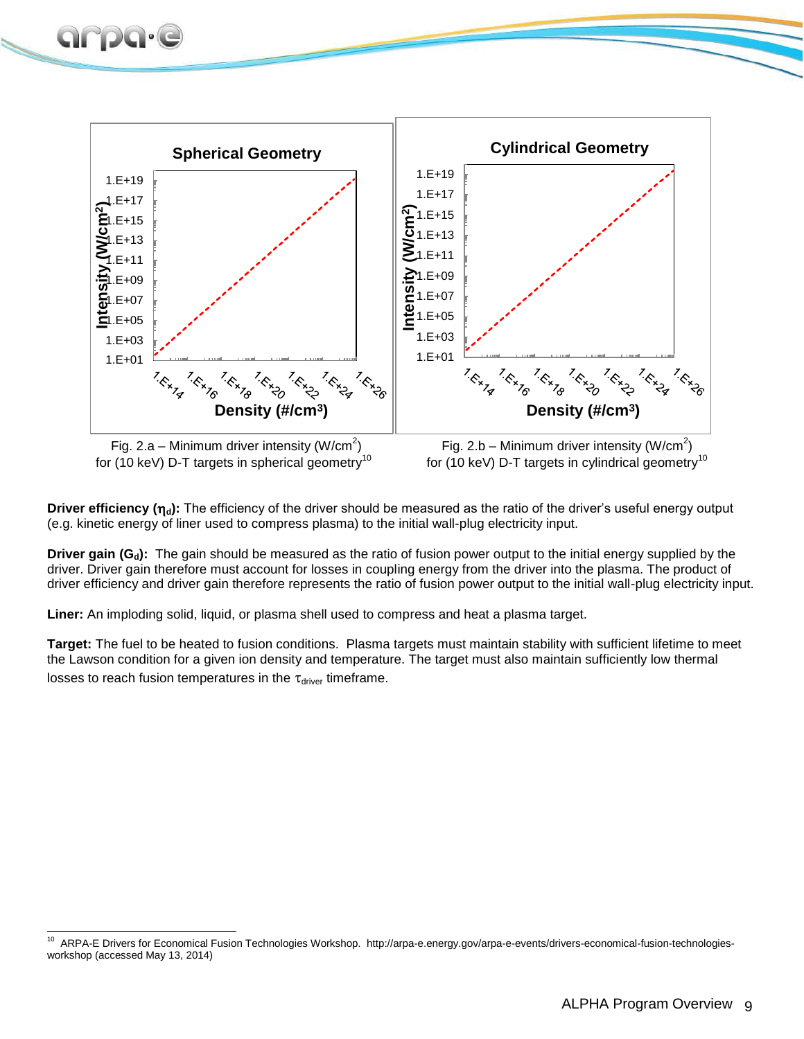Spherical Geometry

Intensity (W/cm²)

1.E+19
1.E+17
1.E+15
1.E+13
1.E+11
1.E+09
1.E+07
1.E+05
1.E+03
1.E+01

1.E+14 1.E+16 1.E+18 1.E+20 1.E+22 1.E+24 1.E+26

Density (#/cm³)

Fig. 2.a – Minimum driver intensity (W/cm²) for (10 keV) D-T targets in spherical geometry[10]

Cylindrical Geometry

Intensity (W/cm²)

1.E+19
1.E+17
1.E+15
1.E+13
1.E+11
1.E+09
1.E+07
1.E+05
1.E+03
1.E+01

1.E+14 1.E+16 1.E+18 1.E+20 1.E+22 1.E+24 1.E+26

Density (#/cm³)

Fig. 2.b – Minimum driver intensity (W/cm²) for (10 keV) D-T targets in cylindrical geometry[10]

**Driver efficiency ($\eta_d$):** The efficiency of the driver should be measured as the ratio of the driver's useful energy output (e.g. kinetic energy of liner used to compress plasma) to the initial wall-plug electricity input.

**Driver gain ($G_d$):** The gain should be measured as the ratio of fusion power output to the initial energy supplied by the driver. Driver gain therefore must account for losses in coupling energy from the driver into the plasma. The product of driver efficiency and driver gain therefore represents the ratio of fusion power output to the initial wall-plug electricity input.

**Liner:** An imploding solid, liquid, or plasma shell used to compress and heat a plasma target.

**Target:** The fuel to be heated to fusion conditions. Plasma targets must maintain stability with sufficient lifetime to meet the Lawson condition for a given ion density and temperature. The target must also maintain sufficiently low thermal losses to reach fusion temperatures in the $\tau_{driver}$ timeframe.

---

[10] ARPA-E Drivers for Economical Fusion Technologies Workshop. http://arpa-e.energy.gov/arpa-e-events/drivers-economical-fusion-technologies-workshop (accessed May 13, 2014)